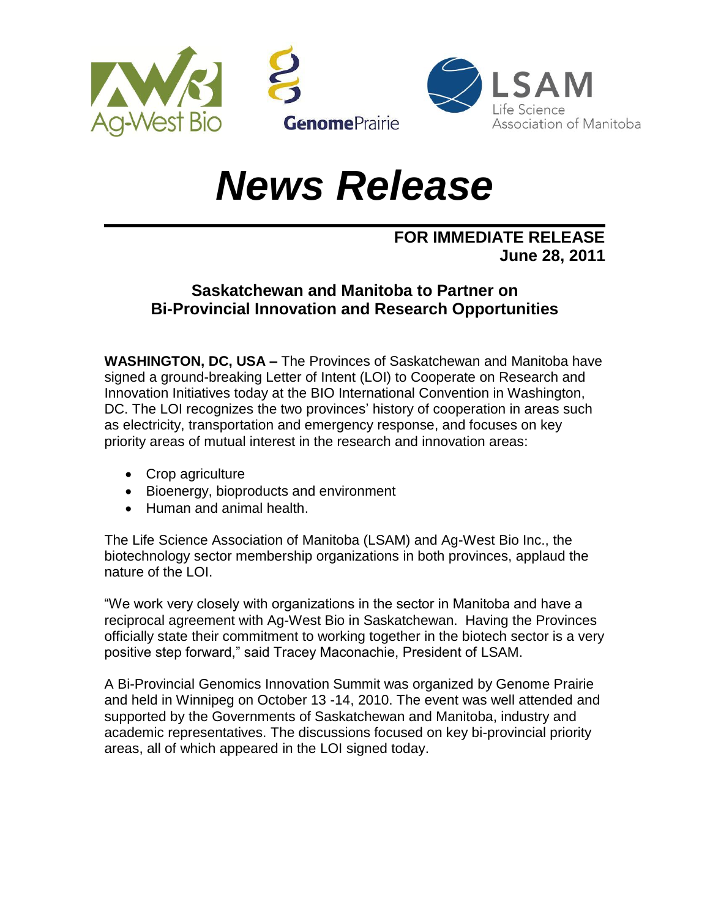Ag-West Bio GenomePrairie LSAM Life Science Association of Manitoba

# *News Release*

**FOR IMMEDIATE RELEASE**
**June 28, 2011**

## Saskatchewan and Manitoba to Partner on Bi-Provincial Innovation and Research Opportunities

**WASHINGTON, DC, USA –** The Provinces of Saskatchewan and Manitoba have signed a ground-breaking Letter of Intent (LOI) to Cooperate on Research and Innovation Initiatives today at the BIO International Convention in Washington, DC. The LOI recognizes the two provinces' history of cooperation in areas such as electricity, transportation and emergency response, and focuses on key priority areas of mutual interest in the research and innovation areas:

- Crop agriculture
- Bioenergy, bioproducts and environment
- Human and animal health.

The Life Science Association of Manitoba (LSAM) and Ag-West Bio Inc., the biotechnology sector membership organizations in both provinces, applaud the nature of the LOI.

"We work very closely with organizations in the sector in Manitoba and have a reciprocal agreement with Ag-West Bio in Saskatchewan. Having the Provinces officially state their commitment to working together in the biotech sector is a very positive step forward," said Tracey Maconachie, President of LSAM.

A Bi-Provincial Genomics Innovation Summit was organized by Genome Prairie and held in Winnipeg on October 13 -14, 2010. The event was well attended and supported by the Governments of Saskatchewan and Manitoba, industry and academic representatives. The discussions focused on key bi-provincial priority areas, all of which appeared in the LOI signed today.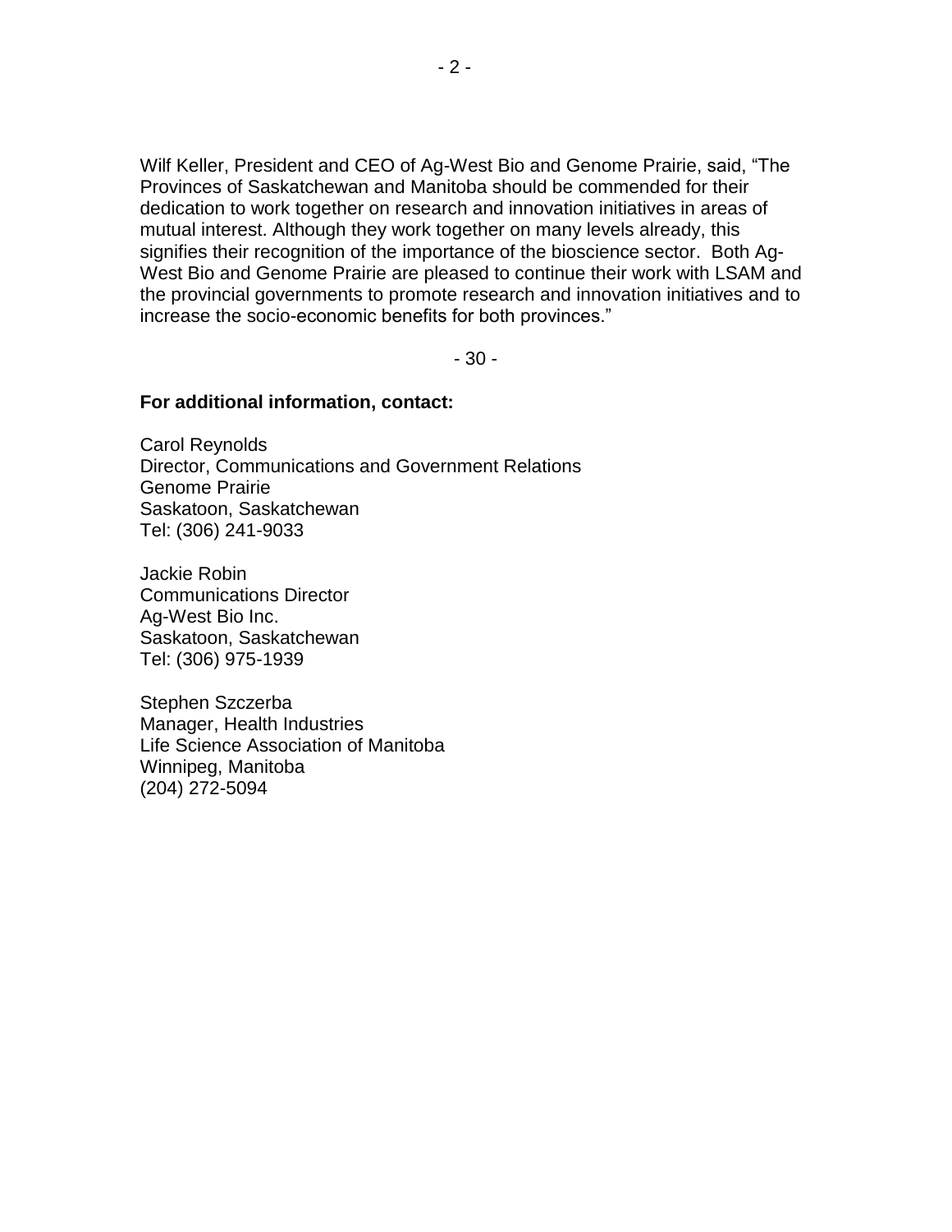Wilf Keller, President and CEO of Ag-West Bio and Genome Prairie, said, "The Provinces of Saskatchewan and Manitoba should be commended for their dedication to work together on research and innovation initiatives in areas of mutual interest. Although they work together on many levels already, this signifies their recognition of the importance of the bioscience sector. Both Ag-West Bio and Genome Prairie are pleased to continue their work with LSAM and the provincial governments to promote research and innovation initiatives and to increase the socio-economic benefits for both provinces."

- 30 -

**For additional information, contact:**

Carol Reynolds
Director, Communications and Government Relations
Genome Prairie
Saskatoon, Saskatchewan
Tel: (306) 241-9033

Jackie Robin
Communications Director
Ag-West Bio Inc.
Saskatoon, Saskatchewan
Tel: (306) 975-1939

Stephen Szczerba
Manager, Health Industries
Life Science Association of Manitoba
Winnipeg, Manitoba
(204) 272-5094